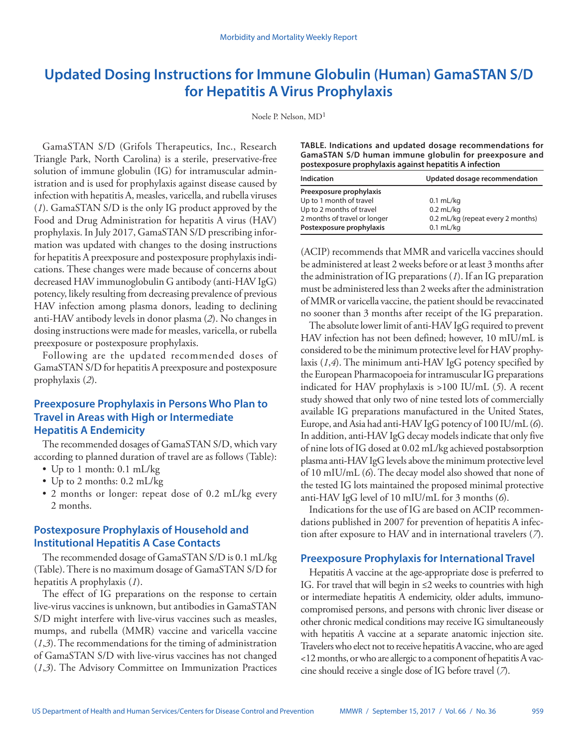# Updated Dosing Instructions for Immune Globulin (Human) GamaSTAN S/D for Hepatitis A Virus Prophylaxis

Noele P. Nelson, MD[1]

GamaSTAN S/D (Grifols Therapeutics, Inc., Research Triangle Park, North Carolina) is a sterile, preservative-free solution of immune globulin (IG) for intramuscular administration and is used for prophylaxis against disease caused by infection with hepatitis A, measles, varicella, and rubella viruses (*1*). GamaSTAN S/D is the only IG product approved by the Food and Drug Administration for hepatitis A virus (HAV) prophylaxis. In July 2017, GamaSTAN S/D prescribing information was updated with changes to the dosing instructions for hepatitis A preexposure and postexposure prophylaxis indications. These changes were made because of concerns about decreased HAV immunoglobulin G antibody (anti-HAV IgG) potency, likely resulting from decreasing prevalence of previous HAV infection among plasma donors, leading to declining anti-HAV antibody levels in donor plasma (*2*). No changes in dosing instructions were made for measles, varicella, or rubella preexposure or postexposure prophylaxis.

Following are the updated recommended doses of GamaSTAN S/D for hepatitis A preexposure and postexposure prophylaxis (*2*).

## Preexposure Prophylaxis in Persons Who Plan to Travel in Areas with High or Intermediate Hepatitis A Endemicity

The recommended dosages of GamaSTAN S/D, which vary according to planned duration of travel are as follows (Table):

- Up to 1 month: 0.1 mL/kg
- Up to 2 months: 0.2 mL/kg
- 2 months or longer: repeat dose of 0.2 mL/kg every 2 months.

## Postexposure Prophylaxis of Household and Institutional Hepatitis A Case Contacts

The recommended dosage of GamaSTAN S/D is 0.1 mL/kg (Table). There is no maximum dosage of GamaSTAN S/D for hepatitis A prophylaxis (*1*).

The effect of IG preparations on the response to certain live-virus vaccines is unknown, but antibodies in GamaSTAN S/D might interfere with live-virus vaccines such as measles, mumps, and rubella (MMR) vaccine and varicella vaccine (*1*,*3*). The recommendations for the timing of administration of GamaSTAN S/D with live-virus vaccines has not changed (*1*,*3*). The Advisory Committee on Immunization Practices (ACIP) recommends that MMR and varicella vaccines should be administered at least 2 weeks before or at least 3 months after the administration of IG preparations (*1*). If an IG preparation must be administered less than 2 weeks after the administration of MMR or varicella vaccine, the patient should be revaccinated no sooner than 3 months after receipt of the IG preparation.

**TABLE. Indications and updated dosage recommendations for GamaSTAN S/D human immune globulin for preexposure and postexposure prophylaxis against hepatitis A infection**

| Indication | Updated dosage recommendation |
|---|---|
| **Preexposure prophylaxis** | |
| Up to 1 month of travel | 0.1 mL/kg |
| Up to 2 months of travel | 0.2 mL/kg |
| 2 months of travel or longer | 0.2 mL/kg (repeat every 2 months) |
| **Postexposure prophylaxis** | 0.1 mL/kg |

The absolute lower limit of anti-HAV IgG required to prevent HAV infection has not been defined; however, 10 mIU/mL is considered to be the minimum protective level for HAV prophylaxis (*1*,*4*). The minimum anti-HAV IgG potency specified by the European Pharmacopoeia for intramuscular IG preparations indicated for HAV prophylaxis is >100 IU/mL (*5*). A recent study showed that only two of nine tested lots of commercially available IG preparations manufactured in the United States, Europe, and Asia had anti-HAV IgG potency of 100 IU/mL (*6*). In addition, anti-HAV IgG decay models indicate that only five of nine lots of IG dosed at 0.02 mL/kg achieved postabsorption plasma anti-HAV IgG levels above the minimum protective level of 10 mIU/mL (*6*). The decay model also showed that none of the tested IG lots maintained the proposed minimal protective anti-HAV IgG level of 10 mIU/mL for 3 months (*6*).

Indications for the use of IG are based on ACIP recommendations published in 2007 for prevention of hepatitis A infection after exposure to HAV and in international travelers (*7*).

## Preexposure Prophylaxis for International Travel

Hepatitis A vaccine at the age-appropriate dose is preferred to IG. For travel that will begin in ≤2 weeks to countries with high or intermediate hepatitis A endemicity, older adults, immunocompromised persons, and persons with chronic liver disease or other chronic medical conditions may receive IG simultaneously with hepatitis A vaccine at a separate anatomic injection site. Travelers who elect not to receive hepatitis A vaccine, who are aged <12 months, or who are allergic to a component of hepatitis A vaccine should receive a single dose of IG before travel (*7*).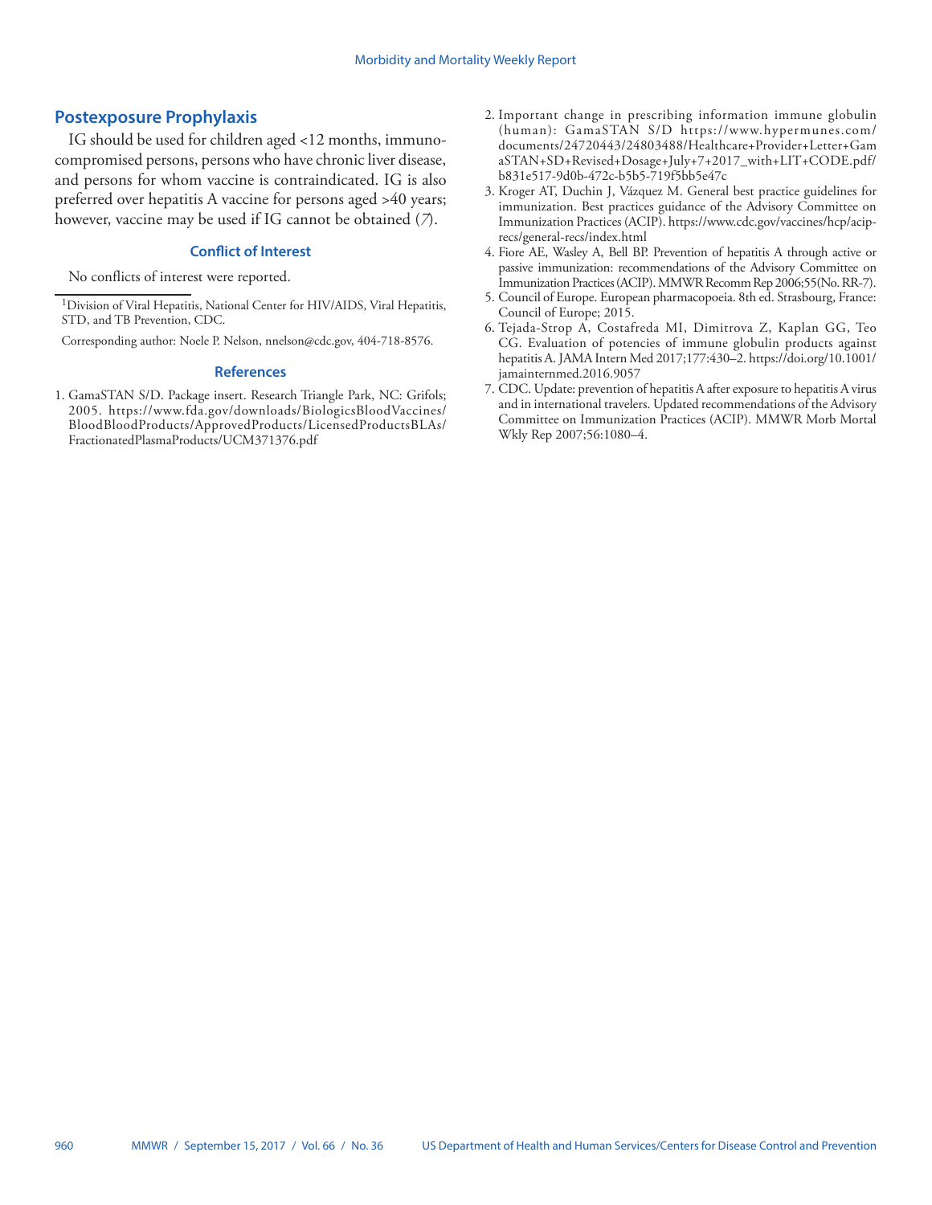## Postexposure Prophylaxis

IG should be used for children aged <12 months, immunocompromised persons, persons who have chronic liver disease, and persons for whom vaccine is contraindicated. IG is also preferred over hepatitis A vaccine for persons aged >40 years; however, vaccine may be used if IG cannot be obtained (*7*).

### Conflict of Interest

No conflicts of interest were reported.

---

[1]Division of Viral Hepatitis, National Center for HIV/AIDS, Viral Hepatitis, STD, and TB Prevention, CDC.

Corresponding author: Noele P. Nelson, nnelson@cdc.gov, 404-718-8576.

### References

1. GamaSTAN S/D. Package insert. Research Triangle Park, NC: Grifols; 2005. https://www.fda.gov/downloads/BiologicsBloodVaccines/BloodBloodProducts/ApprovedProducts/LicensedProductsBLAs/FractionatedPlasmaProducts/UCM371376.pdf
2. Important change in prescribing information immune globulin (human): GamaSTAN S/D https://www.hypermunes.com/documents/24720443/24803488/Healthcare+Provider+Letter+GamaSTAN+SD+Revised+Dosage+July+7+2017_with+LIT+CODE.pdf/b831e517-9d0b-472c-b5b5-719f5bb5e47c
3. Kroger AT, Duchin J, Vázquez M. General best practice guidelines for immunization. Best practices guidance of the Advisory Committee on Immunization Practices (ACIP). https://www.cdc.gov/vaccines/hcp/acip-recs/general-recs/index.html
4. Fiore AE, Wasley A, Bell BP. Prevention of hepatitis A through active or passive immunization: recommendations of the Advisory Committee on Immunization Practices (ACIP). MMWR Recomm Rep 2006;55(No. RR-7).
5. Council of Europe. European pharmacopoeia. 8th ed. Strasbourg, France: Council of Europe; 2015.
6. Tejada-Strop A, Costafreda MI, Dimitrova Z, Kaplan GG, Teo CG. Evaluation of potencies of immune globulin products against hepatitis A. JAMA Intern Med 2017;177:430–2. https://doi.org/10.1001/jamainternmed.2016.9057
7. CDC. Update: prevention of hepatitis A after exposure to hepatitis A virus and in international travelers. Updated recommendations of the Advisory Committee on Immunization Practices (ACIP). MMWR Morb Mortal Wkly Rep 2007;56:1080–4.